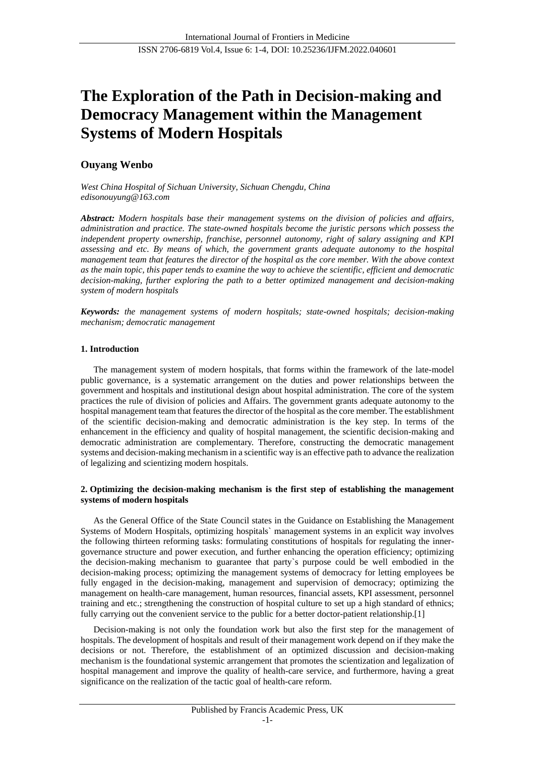# The Exploration of the Path in Decision-making and Democracy Management within the Management Systems of Modern Hospitals

**Ouyang Wenbo**

*West China Hospital of Sichuan University, Sichuan Chengdu, China*
*edisonouyung@163.com*

***Abstract:** Modern hospitals base their management systems on the division of policies and affairs, administration and practice. The state-owned hospitals become the juristic persons which possess the independent property ownership, franchise, personnel autonomy, right of salary assigning and KPI assessing and etc. By means of which, the government grants adequate autonomy to the hospital management team that features the director of the hospital as the core member. With the above context as the main topic, this paper tends to examine the way to achieve the scientific, efficient and democratic decision-making, further exploring the path to a better optimized management and decision-making system of modern hospitals*

***Keywords:** the management systems of modern hospitals; state-owned hospitals; decision-making mechanism; democratic management*

## 1. Introduction

The management system of modern hospitals, that forms within the framework of the late-model public governance, is a systematic arrangement on the duties and power relationships between the government and hospitals and institutional design about hospital administration. The core of the system practices the rule of division of policies and Affairs. The government grants adequate autonomy to the hospital management team that features the director of the hospital as the core member. The establishment of the scientific decision-making and democratic administration is the key step. In terms of the enhancement in the efficiency and quality of hospital management, the scientific decision-making and democratic administration are complementary. Therefore, constructing the democratic management systems and decision-making mechanism in a scientific way is an effective path to advance the realization of legalizing and scientizing modern hospitals.

## 2. Optimizing the decision-making mechanism is the first step of establishing the management systems of modern hospitals

As the General Office of the State Council states in the Guidance on Establishing the Management Systems of Modern Hospitals, optimizing hospitals` management systems in an explicit way involves the following thirteen reforming tasks: formulating constitutions of hospitals for regulating the inner-governance structure and power execution, and further enhancing the operation efficiency; optimizing the decision-making mechanism to guarantee that party`s purpose could be well embodied in the decision-making process; optimizing the management systems of democracy for letting employees be fully engaged in the decision-making, management and supervision of democracy; optimizing the management on health-care management, human resources, financial assets, KPI assessment, personnel training and etc.; strengthening the construction of hospital culture to set up a high standard of ethnics; fully carrying out the convenient service to the public for a better doctor-patient relationship.[1]

Decision-making is not only the foundation work but also the first step for the management of hospitals. The development of hospitals and result of their management work depend on if they make the decisions or not. Therefore, the establishment of an optimized discussion and decision-making mechanism is the foundational systemic arrangement that promotes the scientization and legalization of hospital management and improve the quality of health-care service, and furthermore, having a great significance on the realization of the tactic goal of health-care reform.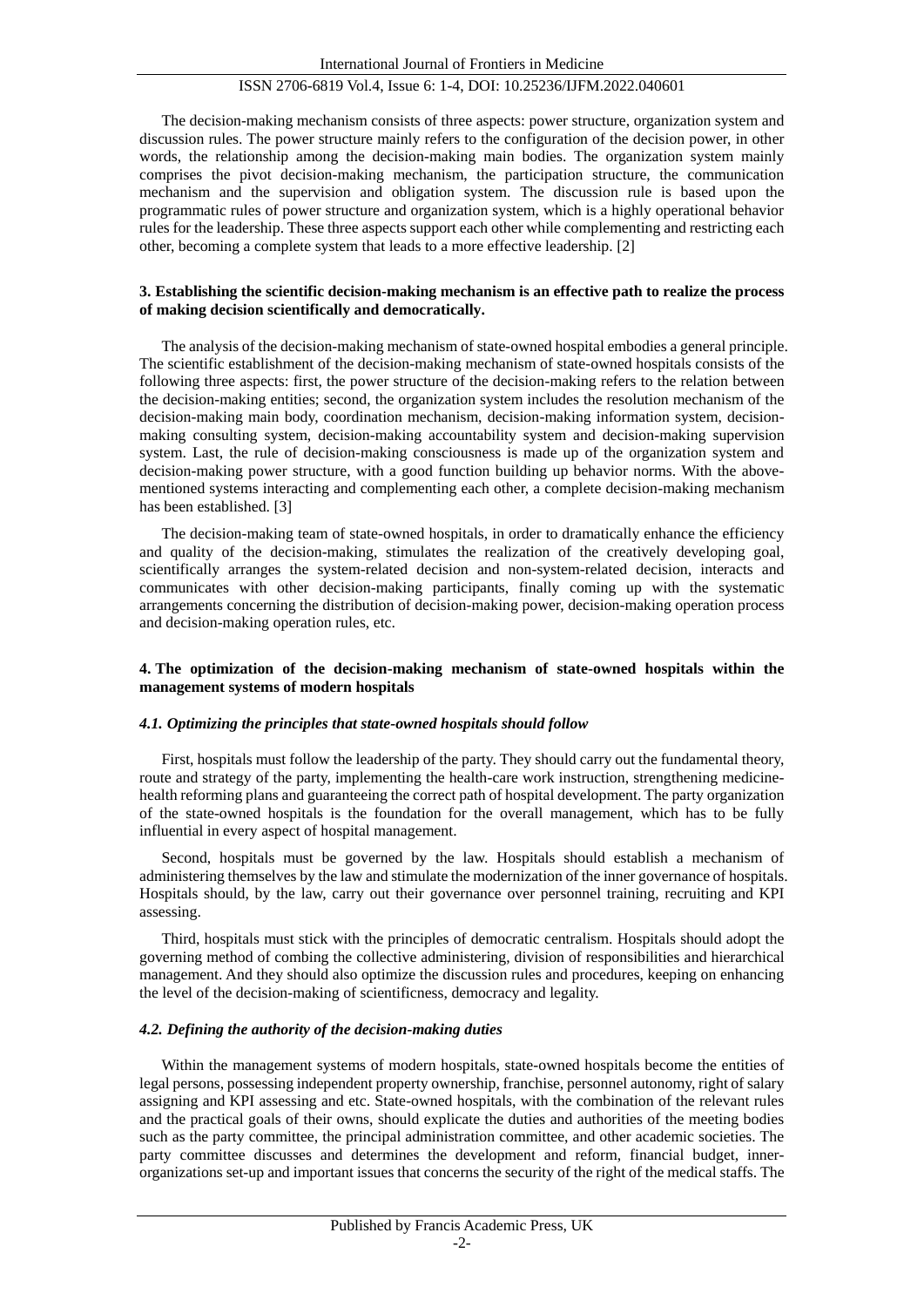The decision-making mechanism consists of three aspects: power structure, organization system and discussion rules. The power structure mainly refers to the configuration of the decision power, in other words, the relationship among the decision-making main bodies. The organization system mainly comprises the pivot decision-making mechanism, the participation structure, the communication mechanism and the supervision and obligation system. The discussion rule is based upon the programmatic rules of power structure and organization system, which is a highly operational behavior rules for the leadership. These three aspects support each other while complementing and restricting each other, becoming a complete system that leads to a more effective leadership. [2]

## 3. Establishing the scientific decision-making mechanism is an effective path to realize the process of making decision scientifically and democratically.

The analysis of the decision-making mechanism of state-owned hospital embodies a general principle. The scientific establishment of the decision-making mechanism of state-owned hospitals consists of the following three aspects: first, the power structure of the decision-making refers to the relation between the decision-making entities; second, the organization system includes the resolution mechanism of the decision-making main body, coordination mechanism, decision-making information system, decision-making consulting system, decision-making accountability system and decision-making supervision system. Last, the rule of decision-making consciousness is made up of the organization system and decision-making power structure, with a good function building up behavior norms. With the above-mentioned systems interacting and complementing each other, a complete decision-making mechanism has been established. [3]

The decision-making team of state-owned hospitals, in order to dramatically enhance the efficiency and quality of the decision-making, stimulates the realization of the creatively developing goal, scientifically arranges the system-related decision and non-system-related decision, interacts and communicates with other decision-making participants, finally coming up with the systematic arrangements concerning the distribution of decision-making power, decision-making operation process and decision-making operation rules, etc.

## 4. The optimization of the decision-making mechanism of state-owned hospitals within the management systems of modern hospitals

### *4.1. Optimizing the principles that state-owned hospitals should follow*

First, hospitals must follow the leadership of the party. They should carry out the fundamental theory, route and strategy of the party, implementing the health-care work instruction, strengthening medicine-health reforming plans and guaranteeing the correct path of hospital development. The party organization of the state-owned hospitals is the foundation for the overall management, which has to be fully influential in every aspect of hospital management.

Second, hospitals must be governed by the law. Hospitals should establish a mechanism of administering themselves by the law and stimulate the modernization of the inner governance of hospitals. Hospitals should, by the law, carry out their governance over personnel training, recruiting and KPI assessing.

Third, hospitals must stick with the principles of democratic centralism. Hospitals should adopt the governing method of combing the collective administering, division of responsibilities and hierarchical management. And they should also optimize the discussion rules and procedures, keeping on enhancing the level of the decision-making of scientificness, democracy and legality.

### *4.2. Defining the authority of the decision-making duties*

Within the management systems of modern hospitals, state-owned hospitals become the entities of legal persons, possessing independent property ownership, franchise, personnel autonomy, right of salary assigning and KPI assessing and etc. State-owned hospitals, with the combination of the relevant rules and the practical goals of their owns, should explicate the duties and authorities of the meeting bodies such as the party committee, the principal administration committee, and other academic societies. The party committee discusses and determines the development and reform, financial budget, inner-organizations set-up and important issues that concerns the security of the right of the medical staffs. The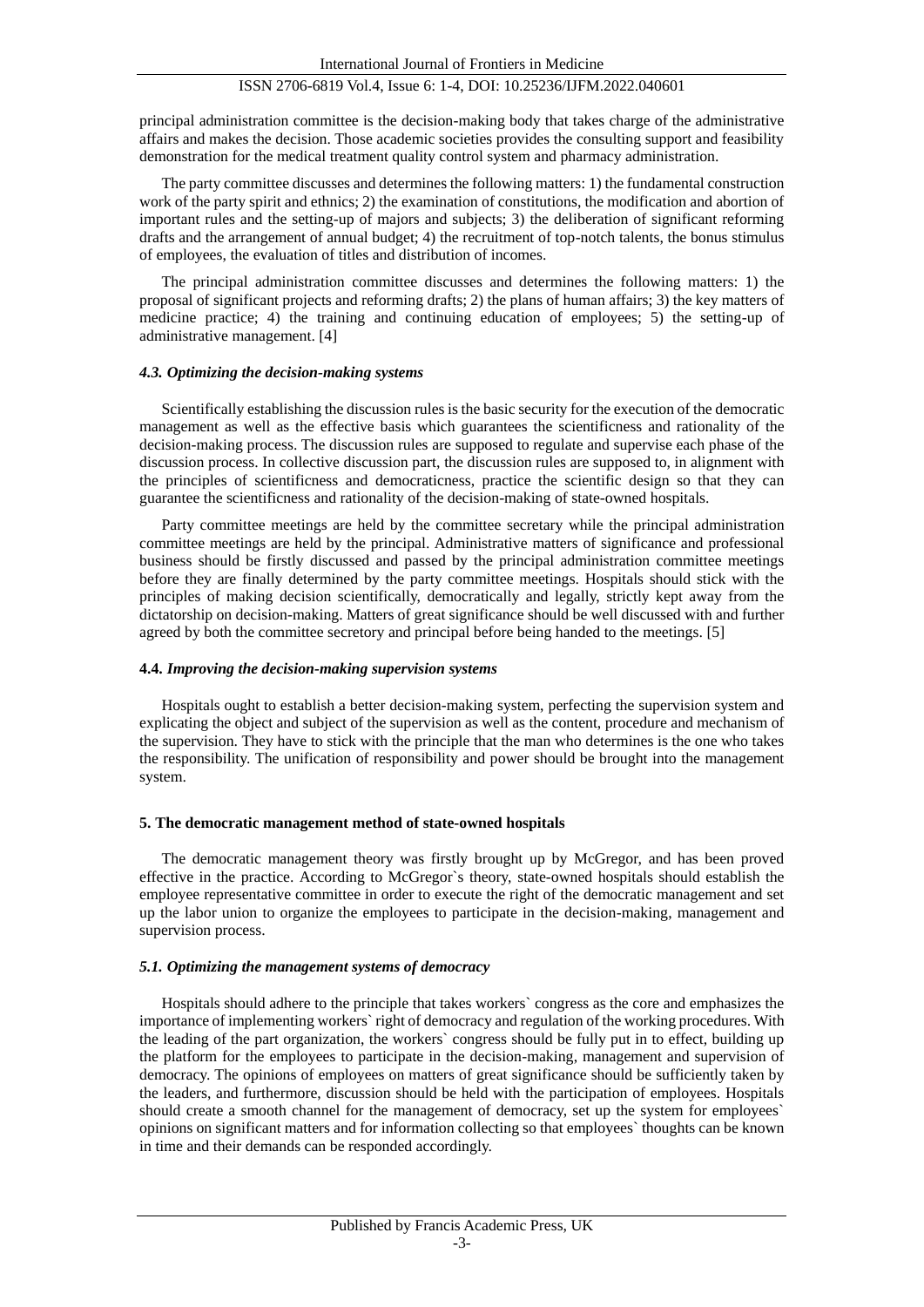principal administration committee is the decision-making body that takes charge of the administrative affairs and makes the decision. Those academic societies provides the consulting support and feasibility demonstration for the medical treatment quality control system and pharmacy administration.

The party committee discusses and determines the following matters: 1) the fundamental construction work of the party spirit and ethnics; 2) the examination of constitutions, the modification and abortion of important rules and the setting-up of majors and subjects; 3) the deliberation of significant reforming drafts and the arrangement of annual budget; 4) the recruitment of top-notch talents, the bonus stimulus of employees, the evaluation of titles and distribution of incomes.

The principal administration committee discusses and determines the following matters: 1) the proposal of significant projects and reforming drafts; 2) the plans of human affairs; 3) the key matters of medicine practice; 4) the training and continuing education of employees; 5) the setting-up of administrative management. [4]

### *4.3. Optimizing the decision-making systems*

Scientifically establishing the discussion rules is the basic security for the execution of the democratic management as well as the effective basis which guarantees the scientificness and rationality of the decision-making process. The discussion rules are supposed to regulate and supervise each phase of the discussion process. In collective discussion part, the discussion rules are supposed to, in alignment with the principles of scientificness and democraticness, practice the scientific design so that they can guarantee the scientificness and rationality of the decision-making of state-owned hospitals.

Party committee meetings are held by the committee secretary while the principal administration committee meetings are held by the principal. Administrative matters of significance and professional business should be firstly discussed and passed by the principal administration committee meetings before they are finally determined by the party committee meetings. Hospitals should stick with the principles of making decision scientifically, democratically and legally, strictly kept away from the dictatorship on decision-making. Matters of great significance should be well discussed with and further agreed by both the committee secretary and principal before being handed to the meetings. [5]

### **4.4.** *Improving the decision-making supervision systems*

Hospitals ought to establish a better decision-making system, perfecting the supervision system and explicating the object and subject of the supervision as well as the content, procedure and mechanism of the supervision. They have to stick with the principle that the man who determines is the one who takes the responsibility. The unification of responsibility and power should be brought into the management system.

## **5. The democratic management method of state-owned hospitals**

The democratic management theory was firstly brought up by McGregor, and has been proved effective in the practice. According to McGregor`s theory, state-owned hospitals should establish the employee representative committee in order to execute the right of the democratic management and set up the labor union to organize the employees to participate in the decision-making, management and supervision process.

### *5.1. Optimizing the management systems of democracy*

Hospitals should adhere to the principle that takes workers` congress as the core and emphasizes the importance of implementing workers` right of democracy and regulation of the working procedures. With the leading of the part organization, the workers` congress should be fully put in to effect, building up the platform for the employees to participate in the decision-making, management and supervision of democracy. The opinions of employees on matters of great significance should be sufficiently taken by the leaders, and furthermore, discussion should be held with the participation of employees. Hospitals should create a smooth channel for the management of democracy, set up the system for employees` opinions on significant matters and for information collecting so that employees` thoughts can be known in time and their demands can be responded accordingly.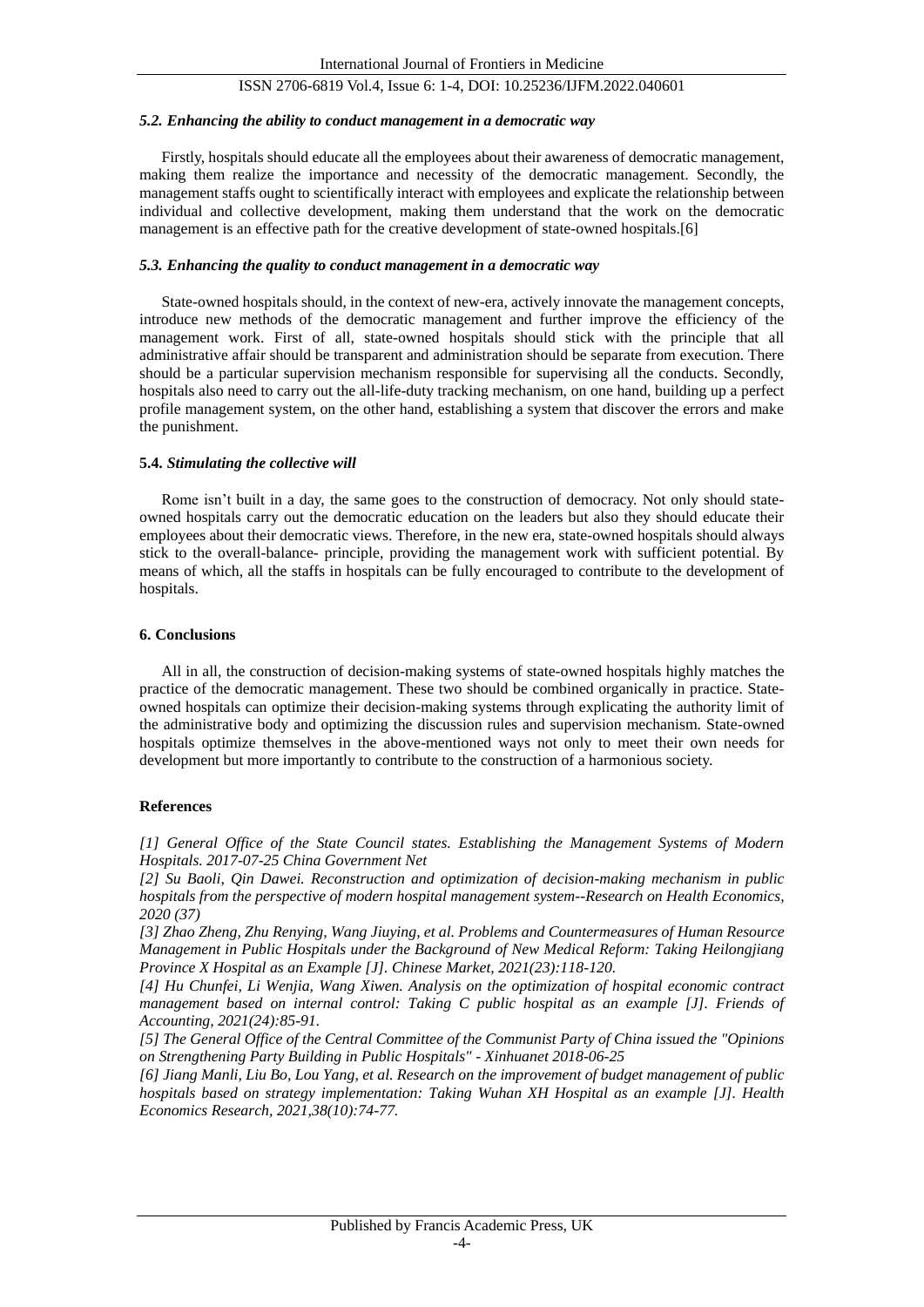### *5.2. Enhancing the ability to conduct management in a democratic way*

Firstly, hospitals should educate all the employees about their awareness of democratic management, making them realize the importance and necessity of the democratic management. Secondly, the management staffs ought to scientifically interact with employees and explicate the relationship between individual and collective development, making them understand that the work on the democratic management is an effective path for the creative development of state-owned hospitals.[6]

### *5.3. Enhancing the quality to conduct management in a democratic way*

State-owned hospitals should, in the context of new-era, actively innovate the management concepts, introduce new methods of the democratic management and further improve the efficiency of the management work. First of all, state-owned hospitals should stick with the principle that all administrative affair should be transparent and administration should be separate from execution. There should be a particular supervision mechanism responsible for supervising all the conducts. Secondly, hospitals also need to carry out the all-life-duty tracking mechanism, on one hand, building up a perfect profile management system, on the other hand, establishing a system that discover the errors and make the punishment.

### **5.4.** *Stimulating the collective will*

Rome isn't built in a day, the same goes to the construction of democracy. Not only should state-owned hospitals carry out the democratic education on the leaders but also they should educate their employees about their democratic views. Therefore, in the new era, state-owned hospitals should always stick to the overall-balance- principle, providing the management work with sufficient potential. By means of which, all the staffs in hospitals can be fully encouraged to contribute to the development of hospitals.

## **6. Conclusions**

All in all, the construction of decision-making systems of state-owned hospitals highly matches the practice of the democratic management. These two should be combined organically in practice. State-owned hospitals can optimize their decision-making systems through explicating the authority limit of the administrative body and optimizing the discussion rules and supervision mechanism. State-owned hospitals optimize themselves in the above-mentioned ways not only to meet their own needs for development but more importantly to contribute to the construction of a harmonious society.

## **References**

*[1] General Office of the State Council states. Establishing the Management Systems of Modern Hospitals. 2017-07-25 China Government Net*

*[2] Su Baoli, Qin Dawei. Reconstruction and optimization of decision-making mechanism in public hospitals from the perspective of modern hospital management system--Research on Health Economics, 2020 (37)*

*[3] Zhao Zheng, Zhu Renying, Wang Jiuying, et al. Problems and Countermeasures of Human Resource Management in Public Hospitals under the Background of New Medical Reform: Taking Heilongjiang Province X Hospital as an Example [J]. Chinese Market, 2021(23):118-120.*

*[4] Hu Chunfei, Li Wenjia, Wang Xiwen. Analysis on the optimization of hospital economic contract management based on internal control: Taking C public hospital as an example [J]. Friends of Accounting, 2021(24):85-91.*

*[5] The General Office of the Central Committee of the Communist Party of China issued the "Opinions on Strengthening Party Building in Public Hospitals" - Xinhuanet 2018-06-25*

*[6] Jiang Manli, Liu Bo, Lou Yang, et al. Research on the improvement of budget management of public hospitals based on strategy implementation: Taking Wuhan XH Hospital as an example [J]. Health Economics Research, 2021,38(10):74-77.*